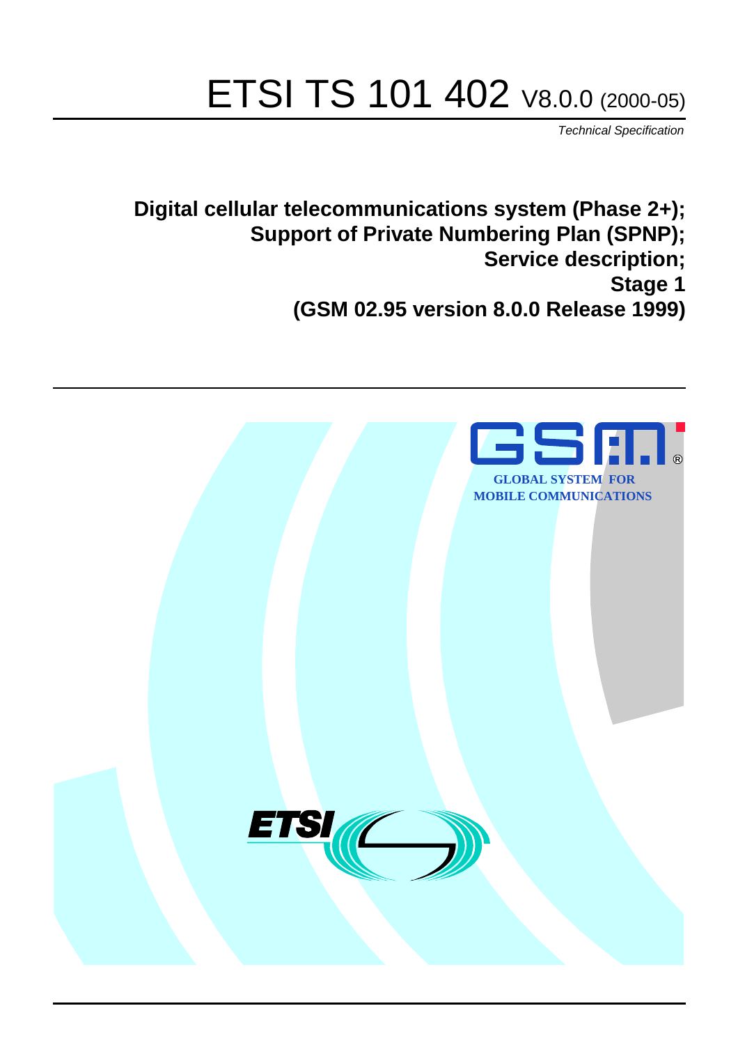# ETSI TS 101 402 V8.0.0 (2000-05)

*Technical Specification*

**Digital cellular telecommunications system (Phase 2+);**
**Support of Private Numbering Plan (SPNP);**
**Service description;**
**Stage 1**
**(GSM 02.95 version 8.0.0 Release 1999)**

GLOBAL SYSTEM FOR MOBILE COMMUNICATIONS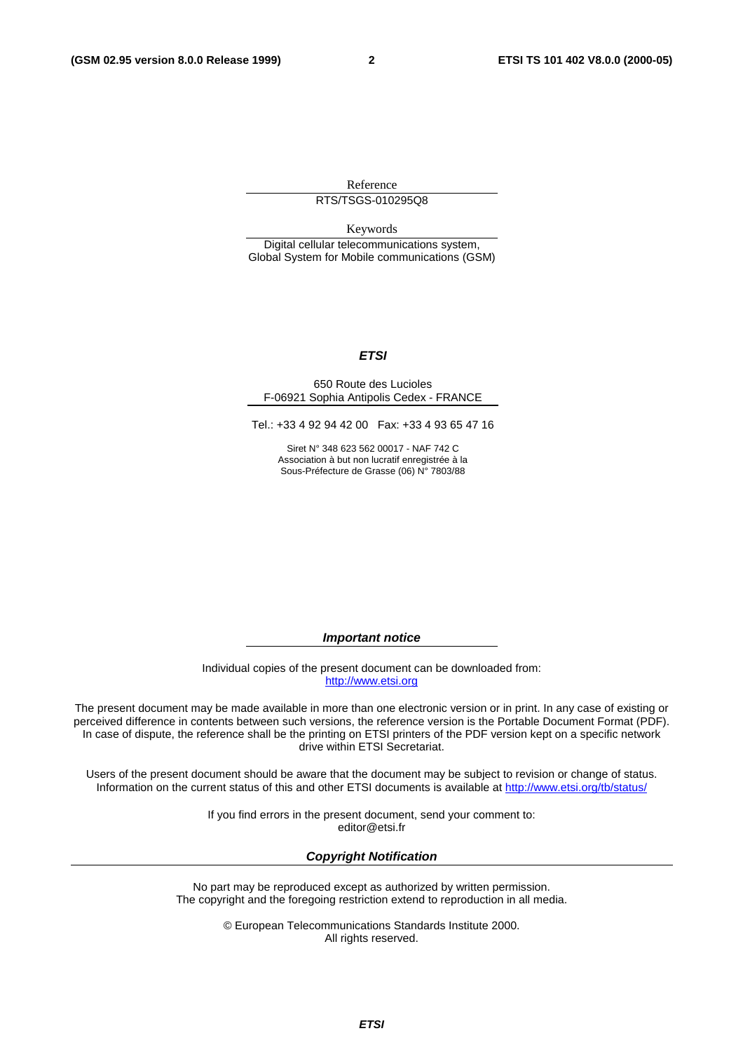Reference

RTS/TSGS-010295Q8

Keywords

Digital cellular telecommunications system, Global System for Mobile communications (GSM)

***ETSI***

650 Route des Lucioles
F-06921 Sophia Antipolis Cedex - FRANCE

Tel.: +33 4 92 94 42 00   Fax: +33 4 93 65 47 16

Siret N° 348 623 562 00017 - NAF 742 C
Association à but non lucratif enregistrée à la
Sous-Préfecture de Grasse (06) N° 7803/88

***Important notice***

Individual copies of the present document can be downloaded from:
http://www.etsi.org

The present document may be made available in more than one electronic version or in print. In any case of existing or perceived difference in contents between such versions, the reference version is the Portable Document Format (PDF). In case of dispute, the reference shall be the printing on ETSI printers of the PDF version kept on a specific network drive within ETSI Secretariat.

Users of the present document should be aware that the document may be subject to revision or change of status. Information on the current status of this and other ETSI documents is available at http://www.etsi.org/tb/status/

If you find errors in the present document, send your comment to:
editor@etsi.fr

***Copyright Notification***

No part may be reproduced except as authorized by written permission.
The copyright and the foregoing restriction extend to reproduction in all media.

© European Telecommunications Standards Institute 2000.
All rights reserved.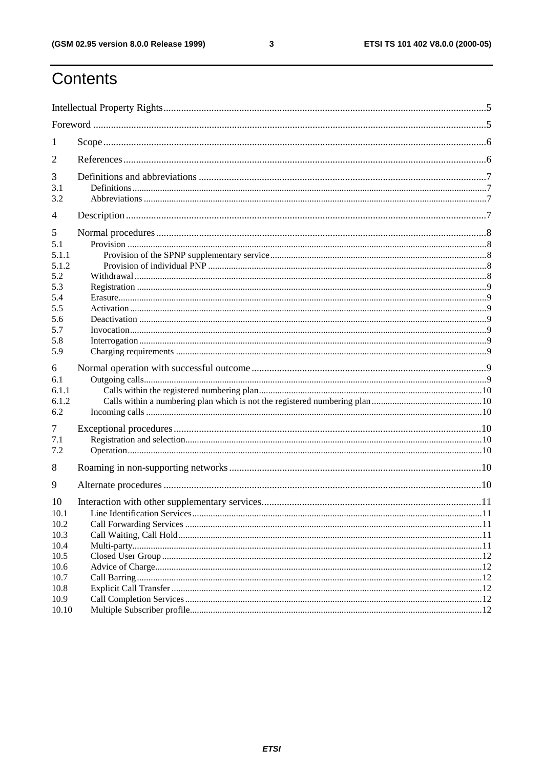# Contents

Intellectual Property Rights....5

Foreword....5

1 Scope....6

2 References....6

3 Definitions and abbreviations....7
- 3.1 Definitions....7
- 3.2 Abbreviations....7

4 Description....7

5 Normal procedures....8
- 5.1 Provision....8
  - 5.1.1 Provision of the SPNP supplementary service....8
  - 5.1.2 Provision of individual PNP....8
- 5.2 Withdrawal....8
- 5.3 Registration....9
- 5.4 Erasure....9
- 5.5 Activation....9
- 5.6 Deactivation....9
- 5.7 Invocation....9
- 5.8 Interrogation....9
- 5.9 Charging requirements....9

6 Normal operation with successful outcome....9
- 6.1 Outgoing calls....9
  - 6.1.1 Calls within the registered numbering plan....10
  - 6.1.2 Calls within a numbering plan which is not the registered numbering plan....10
- 6.2 Incoming calls....10

7 Exceptional procedures....10
- 7.1 Registration and selection....10
- 7.2 Operation....10

8 Roaming in non-supporting networks....10

9 Alternate procedures....10

10 Interaction with other supplementary services....11
- 10.1 Line Identification Services....11
- 10.2 Call Forwarding Services....11
- 10.3 Call Waiting, Call Hold....11
- 10.4 Multi-party....11
- 10.5 Closed User Group....12
- 10.6 Advice of Charge....12
- 10.7 Call Barring....12
- 10.8 Explicit Call Transfer....12
- 10.9 Call Completion Services....12
- 10.10 Multiple Subscriber profile....12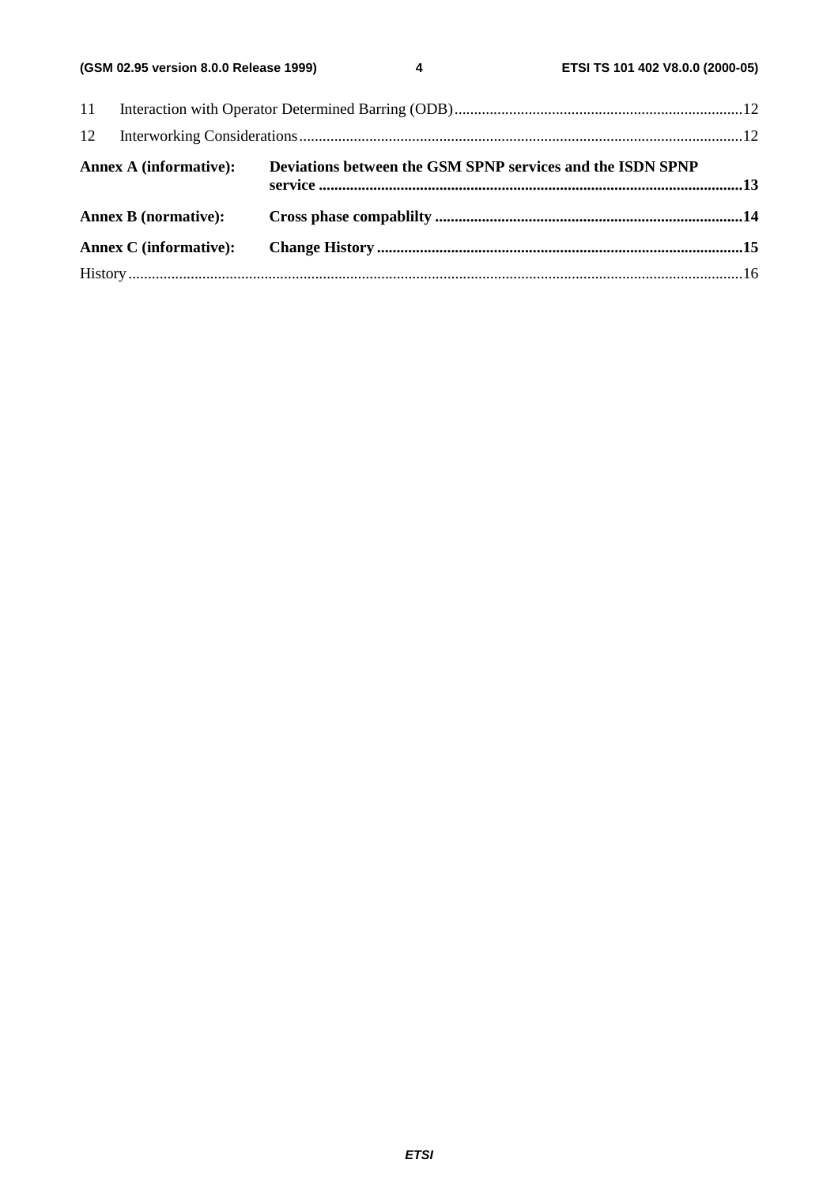11 Interaction with Operator Determined Barring (ODB)........................................................................12

12 Interworking Considerations..............................................................................................................12

**Annex A (informative): Deviations between the GSM SPNP services and the ISDN SPNP service ..........................................................................................................13**

**Annex B (normative): Cross phase compablilty ..............................................................................14**

**Annex C (informative): Change History .............................................................................................15**

History............................................................................................................................................................16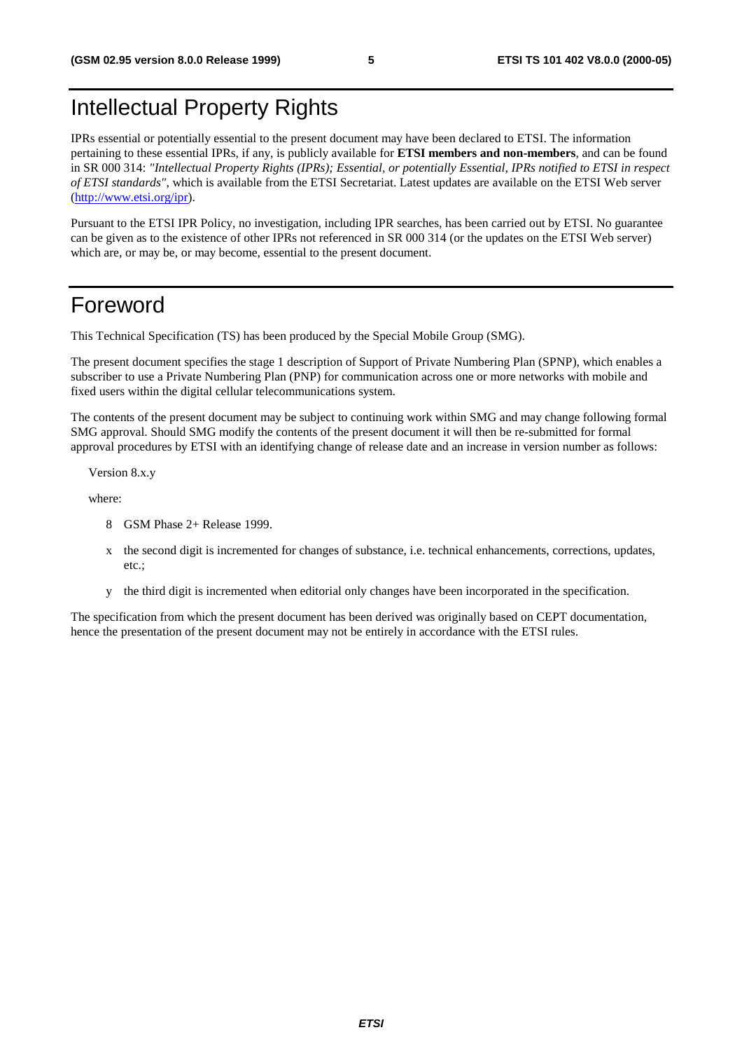# Intellectual Property Rights

IPRs essential or potentially essential to the present document may have been declared to ETSI. The information pertaining to these essential IPRs, if any, is publicly available for **ETSI members and non-members**, and can be found in SR 000 314: *"Intellectual Property Rights (IPRs); Essential, or potentially Essential, IPRs notified to ETSI in respect of ETSI standards"*, which is available from the ETSI Secretariat. Latest updates are available on the ETSI Web server (http://www.etsi.org/ipr).

Pursuant to the ETSI IPR Policy, no investigation, including IPR searches, has been carried out by ETSI. No guarantee can be given as to the existence of other IPRs not referenced in SR 000 314 (or the updates on the ETSI Web server) which are, or may be, or may become, essential to the present document.

# Foreword

This Technical Specification (TS) has been produced by the Special Mobile Group (SMG).

The present document specifies the stage 1 description of Support of Private Numbering Plan (SPNP), which enables a subscriber to use a Private Numbering Plan (PNP) for communication across one or more networks with mobile and fixed users within the digital cellular telecommunications system.

The contents of the present document may be subject to continuing work within SMG and may change following formal SMG approval. Should SMG modify the contents of the present document it will then be re-submitted for formal approval procedures by ETSI with an identifying change of release date and an increase in version number as follows:

Version 8.x.y

where:

- 8 GSM Phase 2+ Release 1999.
- x the second digit is incremented for changes of substance, i.e. technical enhancements, corrections, updates, etc.;
- y the third digit is incremented when editorial only changes have been incorporated in the specification.

The specification from which the present document has been derived was originally based on CEPT documentation, hence the presentation of the present document may not be entirely in accordance with the ETSI rules.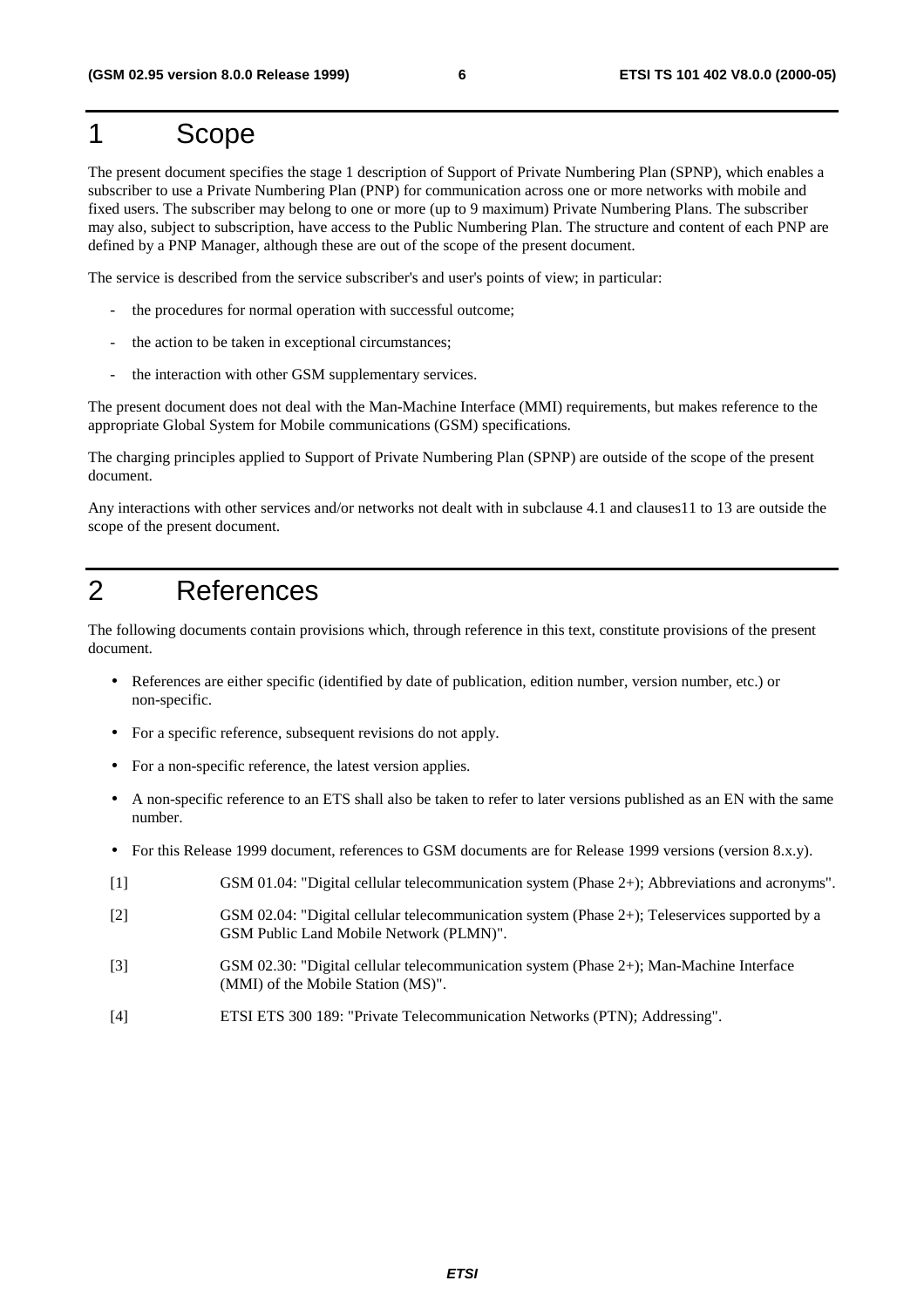# 1 Scope

The present document specifies the stage 1 description of Support of Private Numbering Plan (SPNP), which enables a subscriber to use a Private Numbering Plan (PNP) for communication across one or more networks with mobile and fixed users. The subscriber may belong to one or more (up to 9 maximum) Private Numbering Plans. The subscriber may also, subject to subscription, have access to the Public Numbering Plan. The structure and content of each PNP are defined by a PNP Manager, although these are out of the scope of the present document.

The service is described from the service subscriber's and user's points of view; in particular:

- the procedures for normal operation with successful outcome;
- the action to be taken in exceptional circumstances;
- the interaction with other GSM supplementary services.

The present document does not deal with the Man-Machine Interface (MMI) requirements, but makes reference to the appropriate Global System for Mobile communications (GSM) specifications.

The charging principles applied to Support of Private Numbering Plan (SPNP) are outside of the scope of the present document.

Any interactions with other services and/or networks not dealt with in subclause 4.1 and clauses11 to 13 are outside the scope of the present document.

# 2 References

The following documents contain provisions which, through reference in this text, constitute provisions of the present document.

- References are either specific (identified by date of publication, edition number, version number, etc.) or non-specific.
- For a specific reference, subsequent revisions do not apply.
- For a non-specific reference, the latest version applies.
- A non-specific reference to an ETS shall also be taken to refer to later versions published as an EN with the same number.
- For this Release 1999 document, references to GSM documents are for Release 1999 versions (version 8.x.y).

[1] GSM 01.04: "Digital cellular telecommunication system (Phase 2+); Abbreviations and acronyms".

[2] GSM 02.04: "Digital cellular telecommunication system (Phase 2+); Teleservices supported by a GSM Public Land Mobile Network (PLMN)".

[3] GSM 02.30: "Digital cellular telecommunication system (Phase 2+); Man-Machine Interface (MMI) of the Mobile Station (MS)".

[4] ETSI ETS 300 189: "Private Telecommunication Networks (PTN); Addressing".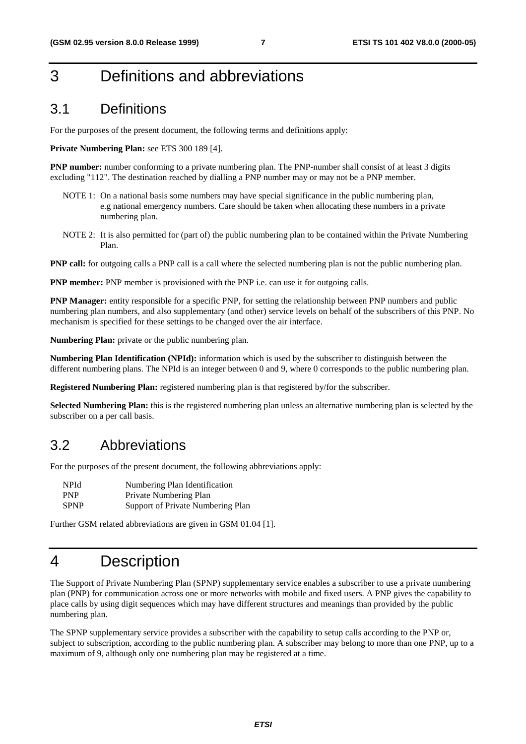# 3 Definitions and abbreviations

## 3.1 Definitions

For the purposes of the present document, the following terms and definitions apply:

**Private Numbering Plan:** see ETS 300 189 [4].

**PNP number:** number conforming to a private numbering plan. The PNP-number shall consist of at least 3 digits excluding "112". The destination reached by dialling a PNP number may or may not be a PNP member.

NOTE 1: On a national basis some numbers may have special significance in the public numbering plan, e.g national emergency numbers. Care should be taken when allocating these numbers in a private numbering plan.

NOTE 2: It is also permitted for (part of) the public numbering plan to be contained within the Private Numbering Plan.

**PNP call:** for outgoing calls a PNP call is a call where the selected numbering plan is not the public numbering plan.

**PNP member:** PNP member is provisioned with the PNP i.e. can use it for outgoing calls.

**PNP Manager:** entity responsible for a specific PNP, for setting the relationship between PNP numbers and public numbering plan numbers, and also supplementary (and other) service levels on behalf of the subscribers of this PNP. No mechanism is specified for these settings to be changed over the air interface.

**Numbering Plan:** private or the public numbering plan.

**Numbering Plan Identification (NPId):** information which is used by the subscriber to distinguish between the different numbering plans. The NPId is an integer between 0 and 9, where 0 corresponds to the public numbering plan.

**Registered Numbering Plan:** registered numbering plan is that registered by/for the subscriber.

**Selected Numbering Plan:** this is the registered numbering plan unless an alternative numbering plan is selected by the subscriber on a per call basis.

## 3.2 Abbreviations

For the purposes of the present document, the following abbreviations apply:

| | |
|---|---|
| NPId | Numbering Plan Identification |
| PNP | Private Numbering Plan |
| SPNP | Support of Private Numbering Plan |

Further GSM related abbreviations are given in GSM 01.04 [1].

# 4 Description

The Support of Private Numbering Plan (SPNP) supplementary service enables a subscriber to use a private numbering plan (PNP) for communication across one or more networks with mobile and fixed users. A PNP gives the capability to place calls by using digit sequences which may have different structures and meanings than provided by the public numbering plan.

The SPNP supplementary service provides a subscriber with the capability to setup calls according to the PNP or, subject to subscription, according to the public numbering plan. A subscriber may belong to more than one PNP, up to a maximum of 9, although only one numbering plan may be registered at a time.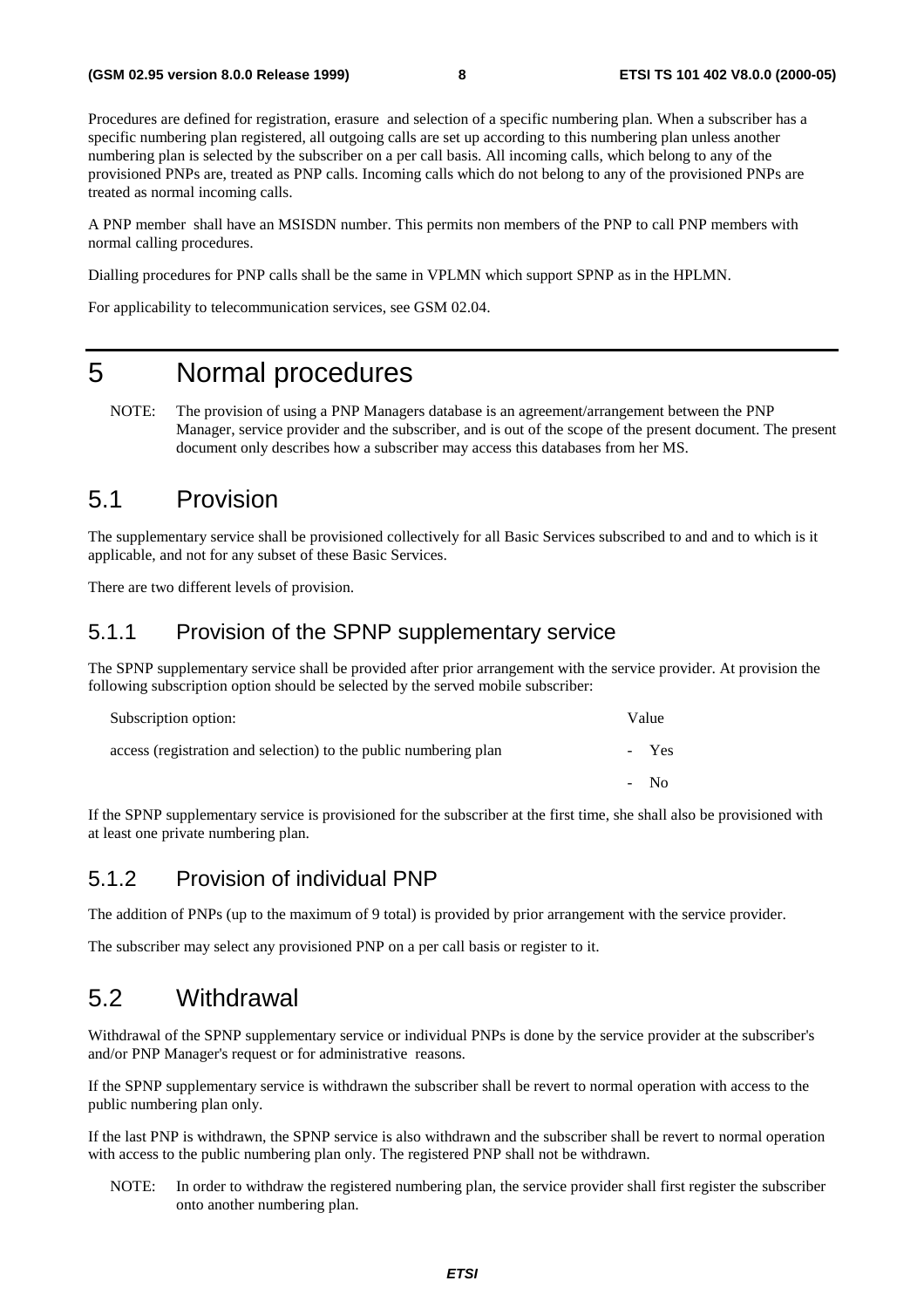Procedures are defined for registration, erasure and selection of a specific numbering plan. When a subscriber has a specific numbering plan registered, all outgoing calls are set up according to this numbering plan unless another numbering plan is selected by the subscriber on a per call basis. All incoming calls, which belong to any of the provisioned PNPs are, treated as PNP calls. Incoming calls which do not belong to any of the provisioned PNPs are treated as normal incoming calls.

A PNP member shall have an MSISDN number. This permits non members of the PNP to call PNP members with normal calling procedures.

Dialling procedures for PNP calls shall be the same in VPLMN which support SPNP as in the HPLMN.

For applicability to telecommunication services, see GSM 02.04.

# 5 Normal procedures

NOTE: The provision of using a PNP Managers database is an agreement/arrangement between the PNP Manager, service provider and the subscriber, and is out of the scope of the present document. The present document only describes how a subscriber may access this databases from her MS.

## 5.1 Provision

The supplementary service shall be provisioned collectively for all Basic Services subscribed to and and to which is it applicable, and not for any subset of these Basic Services.

There are two different levels of provision.

### 5.1.1 Provision of the SPNP supplementary service

The SPNP supplementary service shall be provided after prior arrangement with the service provider. At provision the following subscription option should be selected by the served mobile subscriber:

| Subscription option: | Value |
|---|---|
| access (registration and selection) to the public numbering plan | - Yes |
| | - No |

If the SPNP supplementary service is provisioned for the subscriber at the first time, she shall also be provisioned with at least one private numbering plan.

### 5.1.2 Provision of individual PNP

The addition of PNPs (up to the maximum of 9 total) is provided by prior arrangement with the service provider.

The subscriber may select any provisioned PNP on a per call basis or register to it.

## 5.2 Withdrawal

Withdrawal of the SPNP supplementary service or individual PNPs is done by the service provider at the subscriber's and/or PNP Manager's request or for administrative reasons.

If the SPNP supplementary service is withdrawn the subscriber shall be revert to normal operation with access to the public numbering plan only.

If the last PNP is withdrawn, the SPNP service is also withdrawn and the subscriber shall be revert to normal operation with access to the public numbering plan only. The registered PNP shall not be withdrawn.

NOTE: In order to withdraw the registered numbering plan, the service provider shall first register the subscriber onto another numbering plan.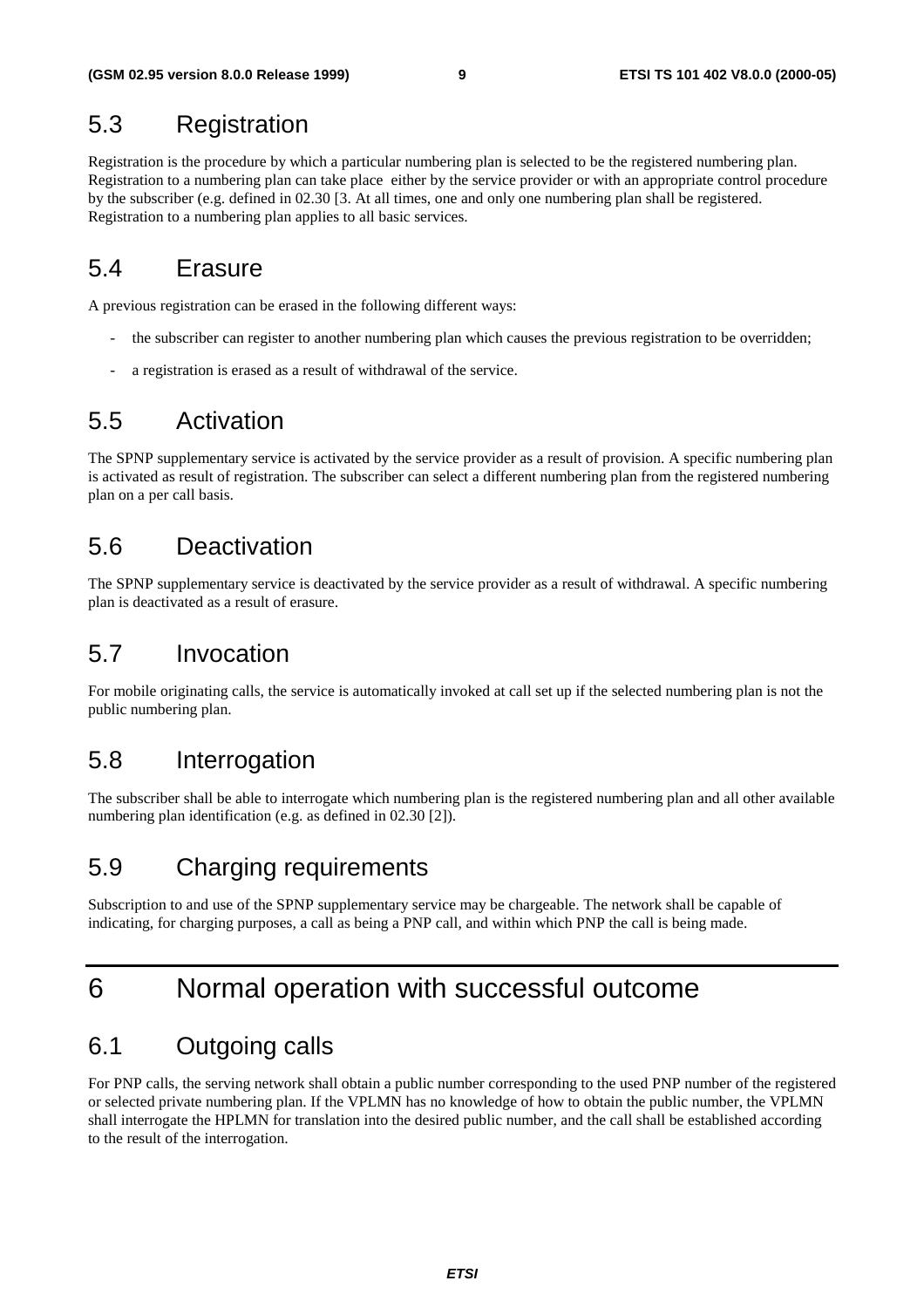## 5.3 Registration

Registration is the procedure by which a particular numbering plan is selected to be the registered numbering plan. Registration to a numbering plan can take place either by the service provider or with an appropriate control procedure by the subscriber (e.g. defined in 02.30 [3. At all times, one and only one numbering plan shall be registered. Registration to a numbering plan applies to all basic services.

## 5.4 Erasure

A previous registration can be erased in the following different ways:

- the subscriber can register to another numbering plan which causes the previous registration to be overridden;
- a registration is erased as a result of withdrawal of the service.

## 5.5 Activation

The SPNP supplementary service is activated by the service provider as a result of provision. A specific numbering plan is activated as result of registration. The subscriber can select a different numbering plan from the registered numbering plan on a per call basis.

## 5.6 Deactivation

The SPNP supplementary service is deactivated by the service provider as a result of withdrawal. A specific numbering plan is deactivated as a result of erasure.

## 5.7 Invocation

For mobile originating calls, the service is automatically invoked at call set up if the selected numbering plan is not the public numbering plan.

## 5.8 Interrogation

The subscriber shall be able to interrogate which numbering plan is the registered numbering plan and all other available numbering plan identification (e.g. as defined in 02.30 [2]).

## 5.9 Charging requirements

Subscription to and use of the SPNP supplementary service may be chargeable. The network shall be capable of indicating, for charging purposes, a call as being a PNP call, and within which PNP the call is being made.

# 6 Normal operation with successful outcome

## 6.1 Outgoing calls

For PNP calls, the serving network shall obtain a public number corresponding to the used PNP number of the registered or selected private numbering plan. If the VPLMN has no knowledge of how to obtain the public number, the VPLMN shall interrogate the HPLMN for translation into the desired public number, and the call shall be established according to the result of the interrogation.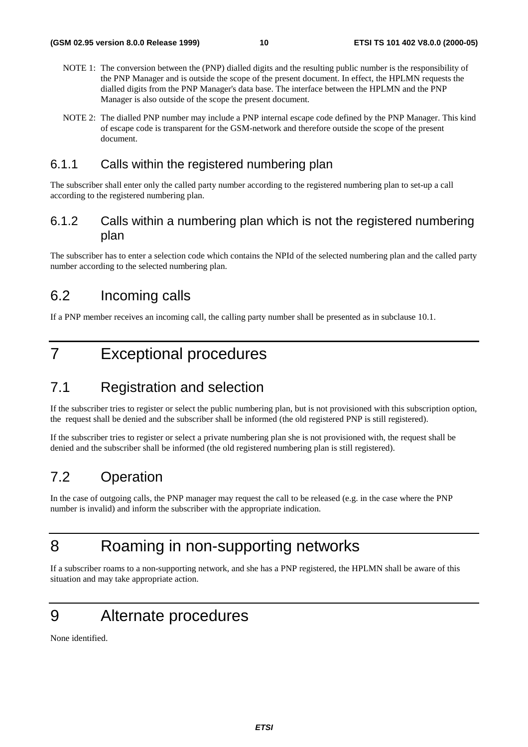NOTE 1: The conversion between the (PNP) dialled digits and the resulting public number is the responsibility of the PNP Manager and is outside the scope of the present document. In effect, the HPLMN requests the dialled digits from the PNP Manager's data base. The interface between the HPLMN and the PNP Manager is also outside of the scope the present document.

NOTE 2: The dialled PNP number may include a PNP internal escape code defined by the PNP Manager. This kind of escape code is transparent for the GSM-network and therefore outside the scope of the present document.

### 6.1.1 Calls within the registered numbering plan

The subscriber shall enter only the called party number according to the registered numbering plan to set-up a call according to the registered numbering plan.

### 6.1.2 Calls within a numbering plan which is not the registered numbering plan

The subscriber has to enter a selection code which contains the NPId of the selected numbering plan and the called party number according to the selected numbering plan.

## 6.2 Incoming calls

If a PNP member receives an incoming call, the calling party number shall be presented as in subclause 10.1.

# 7 Exceptional procedures

## 7.1 Registration and selection

If the subscriber tries to register or select the public numbering plan, but is not provisioned with this subscription option, the request shall be denied and the subscriber shall be informed (the old registered PNP is still registered).

If the subscriber tries to register or select a private numbering plan she is not provisioned with, the request shall be denied and the subscriber shall be informed (the old registered numbering plan is still registered).

## 7.2 Operation

In the case of outgoing calls, the PNP manager may request the call to be released (e.g. in the case where the PNP number is invalid) and inform the subscriber with the appropriate indication.

# 8 Roaming in non-supporting networks

If a subscriber roams to a non-supporting network, and she has a PNP registered, the HPLMN shall be aware of this situation and may take appropriate action.

# 9 Alternate procedures

None identified.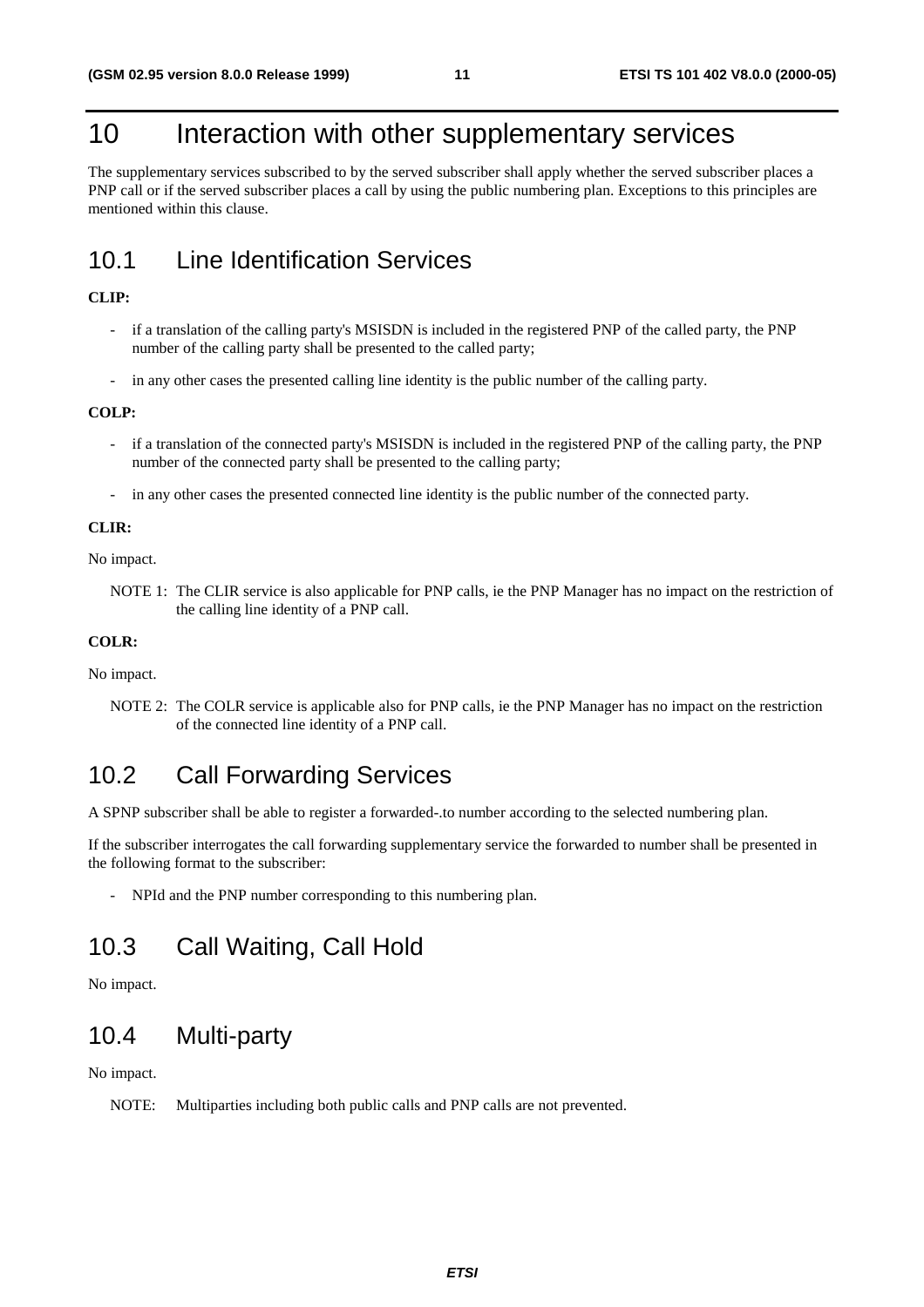# 10 Interaction with other supplementary services

The supplementary services subscribed to by the served subscriber shall apply whether the served subscriber places a PNP call or if the served subscriber places a call by using the public numbering plan. Exceptions to this principles are mentioned within this clause.

## 10.1 Line Identification Services

**CLIP:**

- if a translation of the calling party's MSISDN is included in the registered PNP of the called party, the PNP number of the calling party shall be presented to the called party;
- in any other cases the presented calling line identity is the public number of the calling party.

**COLP:**

- if a translation of the connected party's MSISDN is included in the registered PNP of the calling party, the PNP number of the connected party shall be presented to the calling party;
- in any other cases the presented connected line identity is the public number of the connected party.

**CLIR:**

No impact.

NOTE 1: The CLIR service is also applicable for PNP calls, ie the PNP Manager has no impact on the restriction of the calling line identity of a PNP call.

**COLR:**

No impact.

NOTE 2: The COLR service is applicable also for PNP calls, ie the PNP Manager has no impact on the restriction of the connected line identity of a PNP call.

## 10.2 Call Forwarding Services

A SPNP subscriber shall be able to register a forwarded-.to number according to the selected numbering plan.

If the subscriber interrogates the call forwarding supplementary service the forwarded to number shall be presented in the following format to the subscriber:

- NPId and the PNP number corresponding to this numbering plan.

## 10.3 Call Waiting, Call Hold

No impact.

## 10.4 Multi-party

No impact.

NOTE: Multiparties including both public calls and PNP calls are not prevented.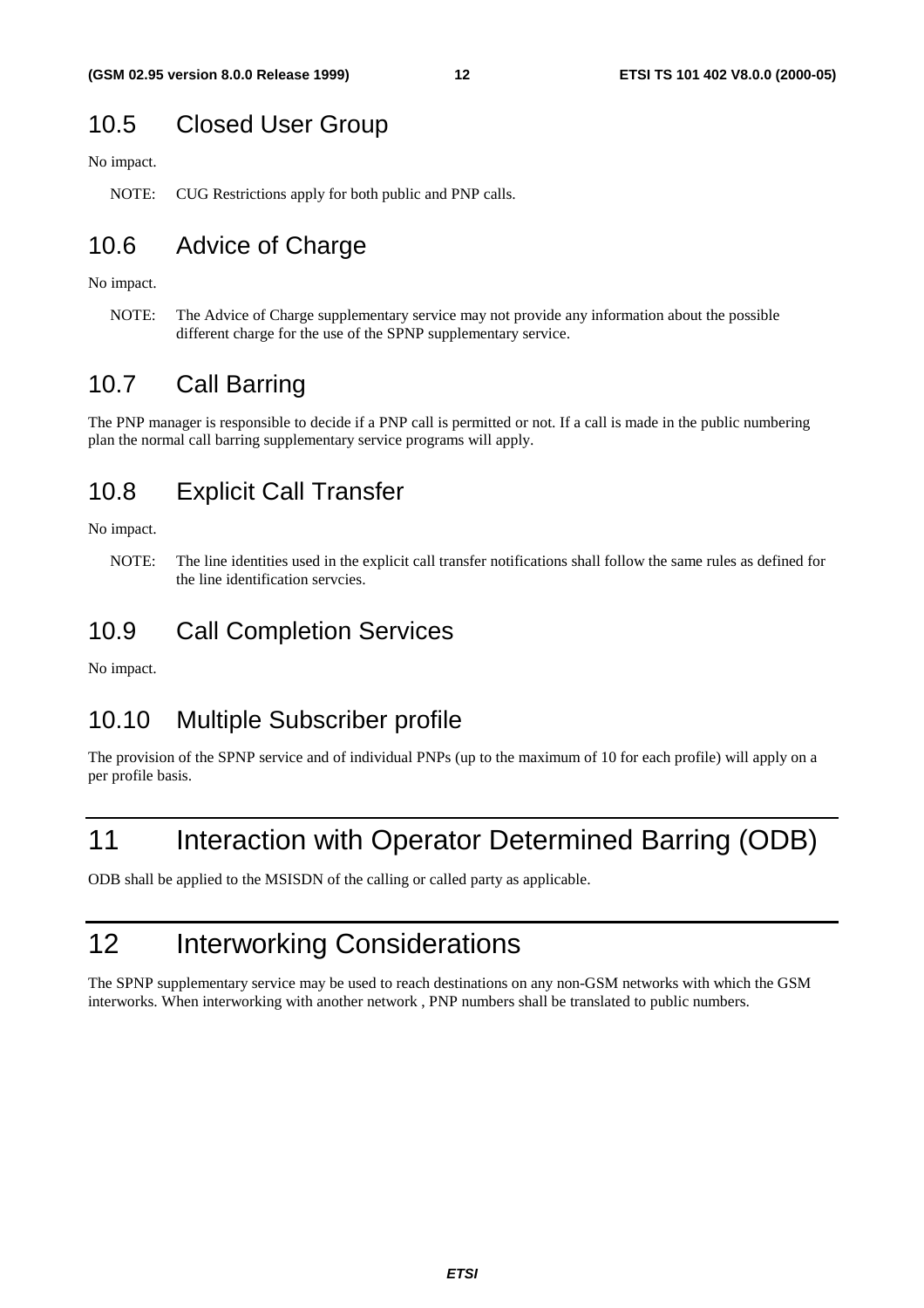### 10.5 Closed User Group

No impact.

NOTE: CUG Restrictions apply for both public and PNP calls.

### 10.6 Advice of Charge

No impact.

NOTE: The Advice of Charge supplementary service may not provide any information about the possible different charge for the use of the SPNP supplementary service.

### 10.7 Call Barring

The PNP manager is responsible to decide if a PNP call is permitted or not. If a call is made in the public numbering plan the normal call barring supplementary service programs will apply.

### 10.8 Explicit Call Transfer

No impact.

NOTE: The line identities used in the explicit call transfer notifications shall follow the same rules as defined for the line identification servcies.

### 10.9 Call Completion Services

No impact.

### 10.10 Multiple Subscriber profile

The provision of the SPNP service and of individual PNPs (up to the maximum of 10 for each profile) will apply on a per profile basis.

## 11 Interaction with Operator Determined Barring (ODB)

ODB shall be applied to the MSISDN of the calling or called party as applicable.

## 12 Interworking Considerations

The SPNP supplementary service may be used to reach destinations on any non-GSM networks with which the GSM interworks. When interworking with another network , PNP numbers shall be translated to public numbers.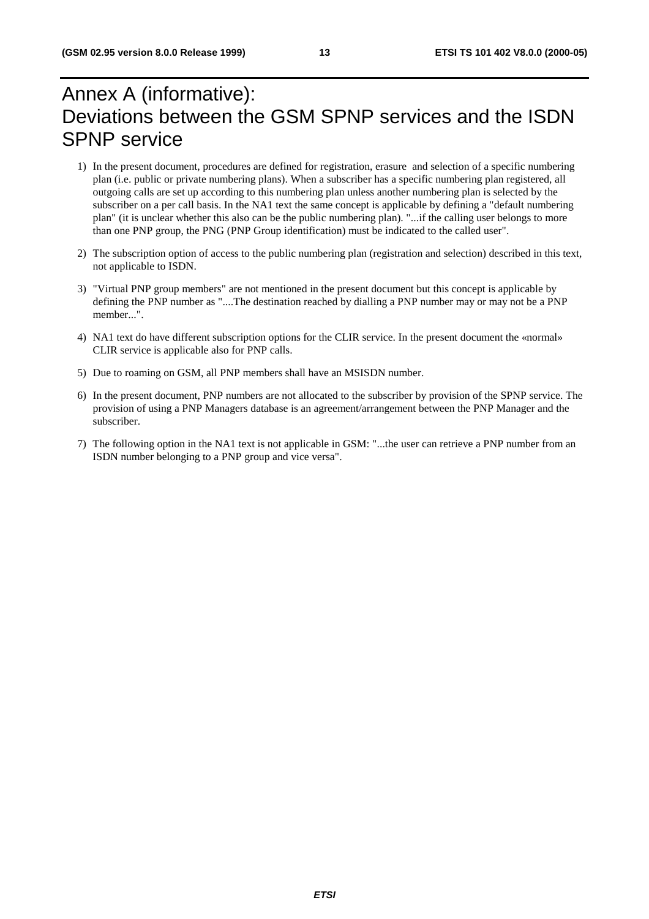# Annex A (informative): Deviations between the GSM SPNP services and the ISDN SPNP service

1) In the present document, procedures are defined for registration, erasure and selection of a specific numbering plan (i.e. public or private numbering plans). When a subscriber has a specific numbering plan registered, all outgoing calls are set up according to this numbering plan unless another numbering plan is selected by the subscriber on a per call basis. In the NA1 text the same concept is applicable by defining a "default numbering plan" (it is unclear whether this also can be the public numbering plan). "...if the calling user belongs to more than one PNP group, the PNG (PNP Group identification) must be indicated to the called user".

2) The subscription option of access to the public numbering plan (registration and selection) described in this text, not applicable to ISDN.

3) "Virtual PNP group members" are not mentioned in the present document but this concept is applicable by defining the PNP number as "....The destination reached by dialling a PNP number may or may not be a PNP member...".

4) NA1 text do have different subscription options for the CLIR service. In the present document the «normal» CLIR service is applicable also for PNP calls.

5) Due to roaming on GSM, all PNP members shall have an MSISDN number.

6) In the present document, PNP numbers are not allocated to the subscriber by provision of the SPNP service. The provision of using a PNP Managers database is an agreement/arrangement between the PNP Manager and the subscriber.

7) The following option in the NA1 text is not applicable in GSM: "...the user can retrieve a PNP number from an ISDN number belonging to a PNP group and vice versa".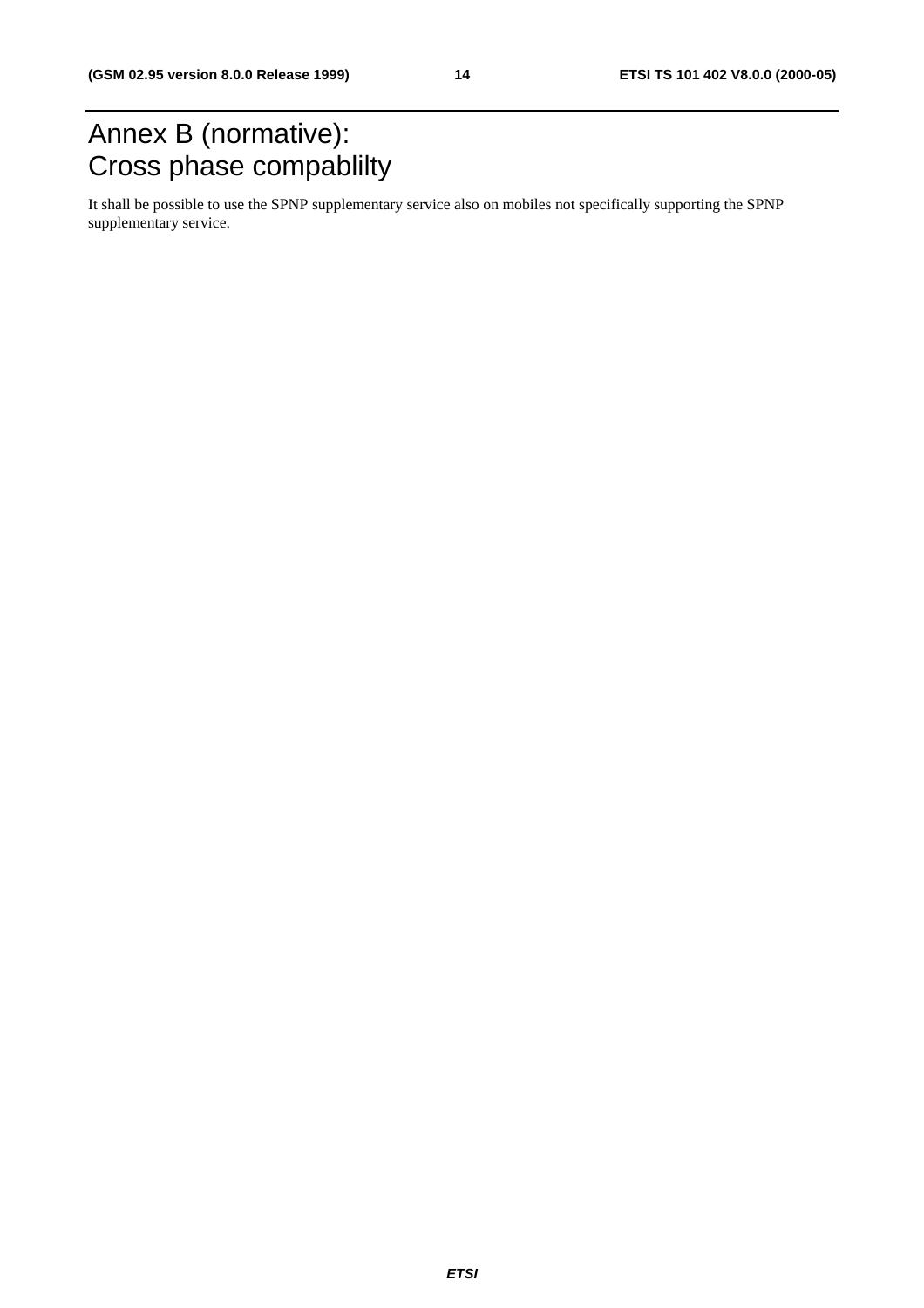# Annex B (normative): Cross phase compablilty

It shall be possible to use the SPNP supplementary service also on mobiles not specifically supporting the SPNP supplementary service.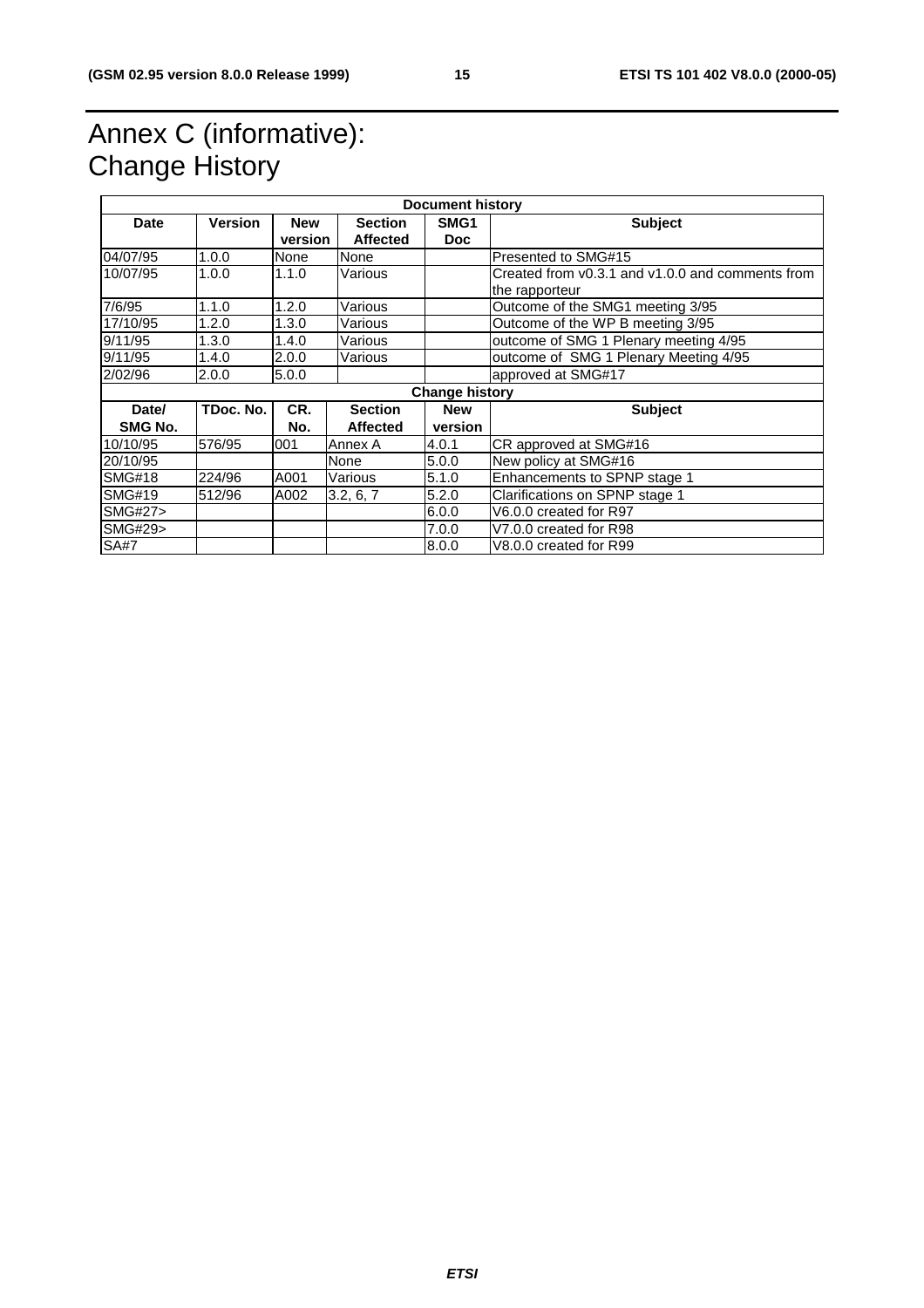# Annex C (informative): Change History

| Document history | | | | | |
|---|---|---|---|---|---|
| **Date** | **Version** | **New version** | **Section Affected** | **SMG1 Doc** | **Subject** |
| 04/07/95 | 1.0.0 | None | None | | Presented to SMG#15 |
| 10/07/95 | 1.0.0 | 1.1.0 | Various | | Created from v0.3.1 and v1.0.0 and comments from the rapporteur |
| 7/6/95 | 1.1.0 | 1.2.0 | Various | | Outcome of the SMG1 meeting 3/95 |
| 17/10/95 | 1.2.0 | 1.3.0 | Various | | Outcome of the WP B meeting 3/95 |
| 9/11/95 | 1.3.0 | 1.4.0 | Various | | outcome of SMG 1 Plenary meeting 4/95 |
| 9/11/95 | 1.4.0 | 2.0.0 | Various | | outcome of SMG 1 Plenary Meeting 4/95 |
| 2/02/96 | 2.0.0 | 5.0.0 | | | approved at SMG#17 |
| **Change history** | | | | | |
| **Date/ SMG No.** | **TDoc. No.** | **CR. No.** | **Section Affected** | **New version** | **Subject** |
| 10/10/95 | 576/95 | 001 | Annex A | 4.0.1 | CR approved at SMG#16 |
| 20/10/95 | | | None | 5.0.0 | New policy at SMG#16 |
| SMG#18 | 224/96 | A001 | Various | 5.1.0 | Enhancements to SPNP stage 1 |
| SMG#19 | 512/96 | A002 | 3.2, 6, 7 | 5.2.0 | Clarifications on SPNP stage 1 |
| SMG#27> | | | | 6.0.0 | V6.0.0 created for R97 |
| SMG#29> | | | | 7.0.0 | V7.0.0 created for R98 |
| SA#7 | | | | 8.0.0 | V8.0.0 created for R99 |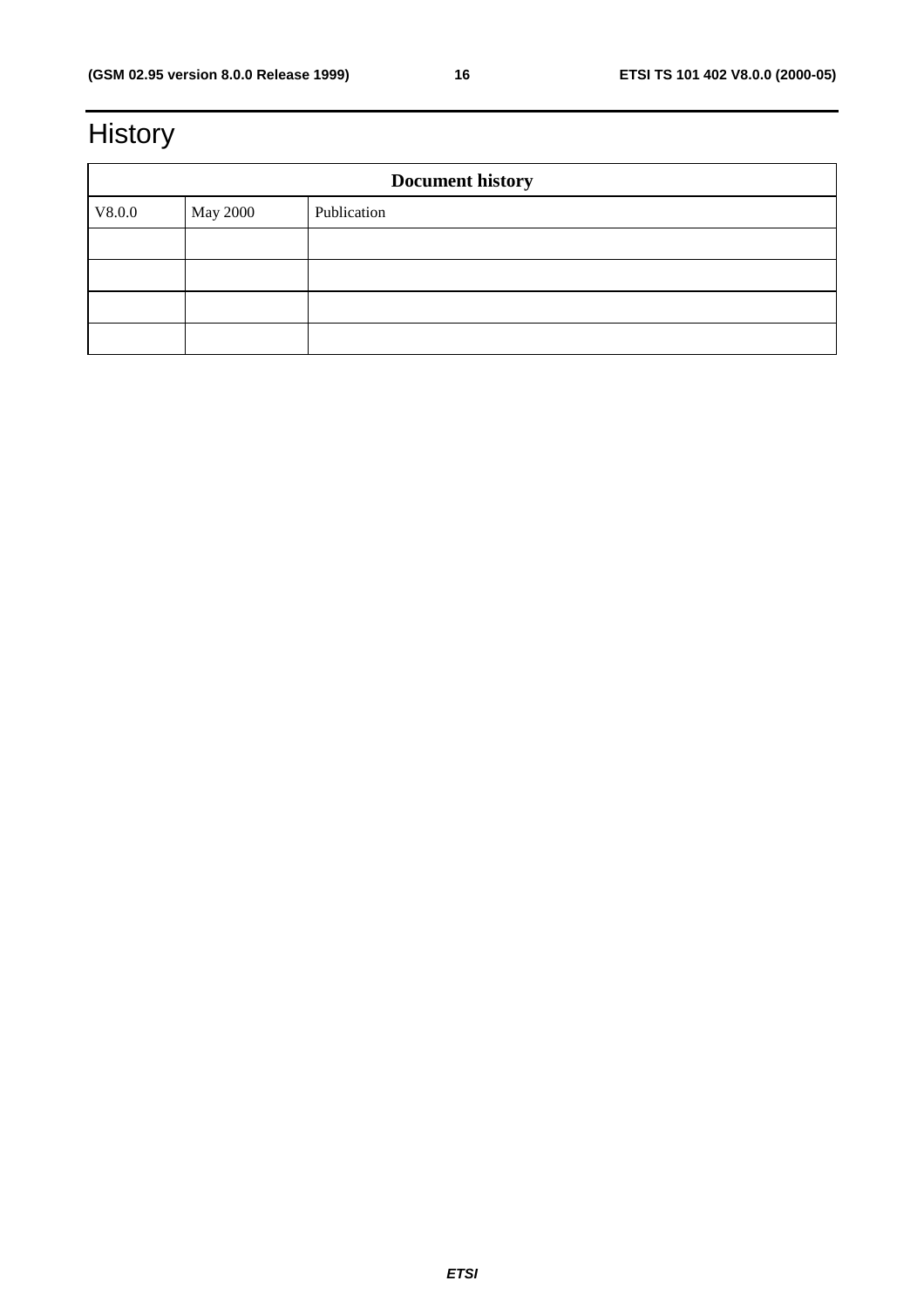# History

| Document history | | |
|---|---|---|
| V8.0.0 | May 2000 | Publication |
| | | |
| | | |
| | | |
| | | |